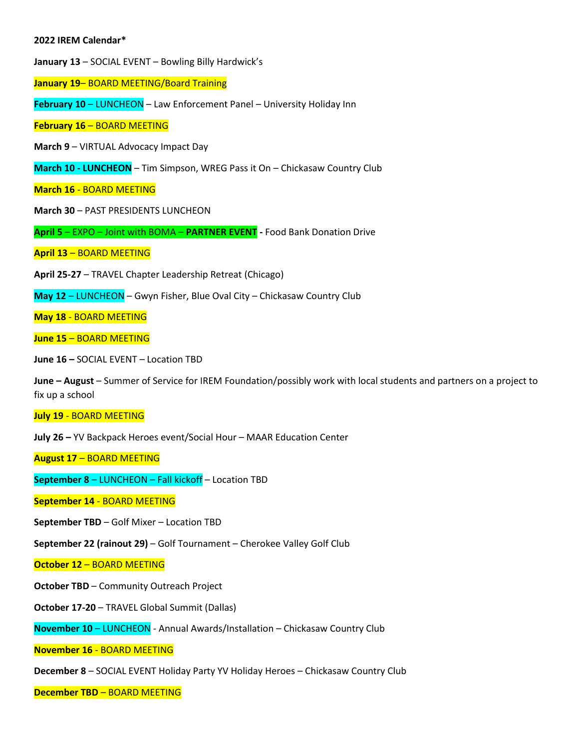**2022 IREM Calendar***

**January 13** – SOCIAL EVENT – Bowling Billy Hardwick's

**January 19**– BOARD MEETING/Board Training

**February 10** – LUNCHEON – Law Enforcement Panel – University Holiday Inn

**February 16** – BOARD MEETING

**March 9** – VIRTUAL Advocacy Impact Day

**March 10 - LUNCHEON** – Tim Simpson, WREG Pass it On – Chickasaw Country Club

**March 16** - BOARD MEETING

**March 30** – PAST PRESIDENTS LUNCHEON

**April 5** – EXPO – Joint with BOMA – **PARTNER EVENT -** Food Bank Donation Drive

**April 13** – BOARD MEETING

**April 25-27** – TRAVEL Chapter Leadership Retreat (Chicago)

**May 12** – LUNCHEON – Gwyn Fisher, Blue Oval City – Chickasaw Country Club

**May 18** - BOARD MEETING

**June 15** – BOARD MEETING

**June 16 –** SOCIAL EVENT – Location TBD

**June – August** – Summer of Service for IREM Foundation/possibly work with local students and partners on a project to fix up a school

**July 19** - BOARD MEETING

**July 26 –** YV Backpack Heroes event/Social Hour – MAAR Education Center

**August 17** – BOARD MEETING

**September 8** – LUNCHEON – Fall kickoff – Location TBD

**September 14** - BOARD MEETING

**September TBD** – Golf Mixer – Location TBD

**September 22 (rainout 29)** – Golf Tournament – Cherokee Valley Golf Club

**October 12** – BOARD MEETING

**October TBD** – Community Outreach Project

**October 17-20** – TRAVEL Global Summit (Dallas)

**November 10** – LUNCHEON - Annual Awards/Installation – Chickasaw Country Club

**November 16** - BOARD MEETING

**December 8** – SOCIAL EVENT Holiday Party YV Holiday Heroes – Chickasaw Country Club

**December TBD** – BOARD MEETING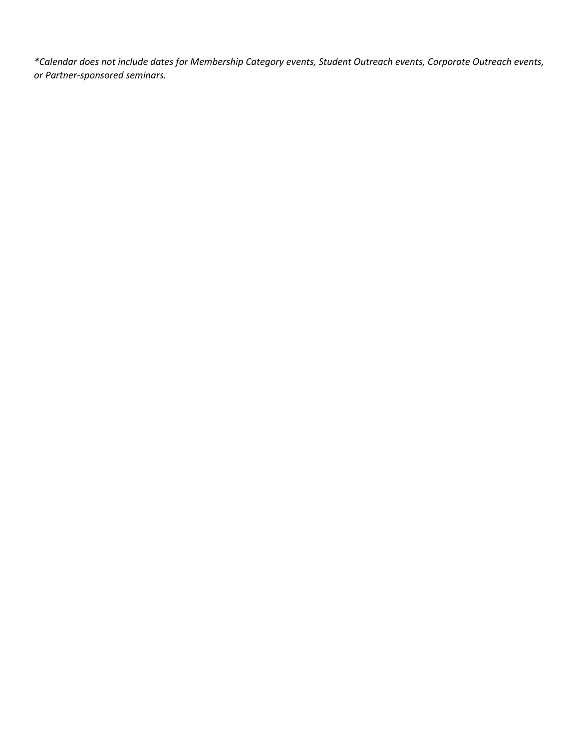*Calendar does not include dates for Membership Category events, Student Outreach events, Corporate Outreach events, or Partner-sponsored seminars.*